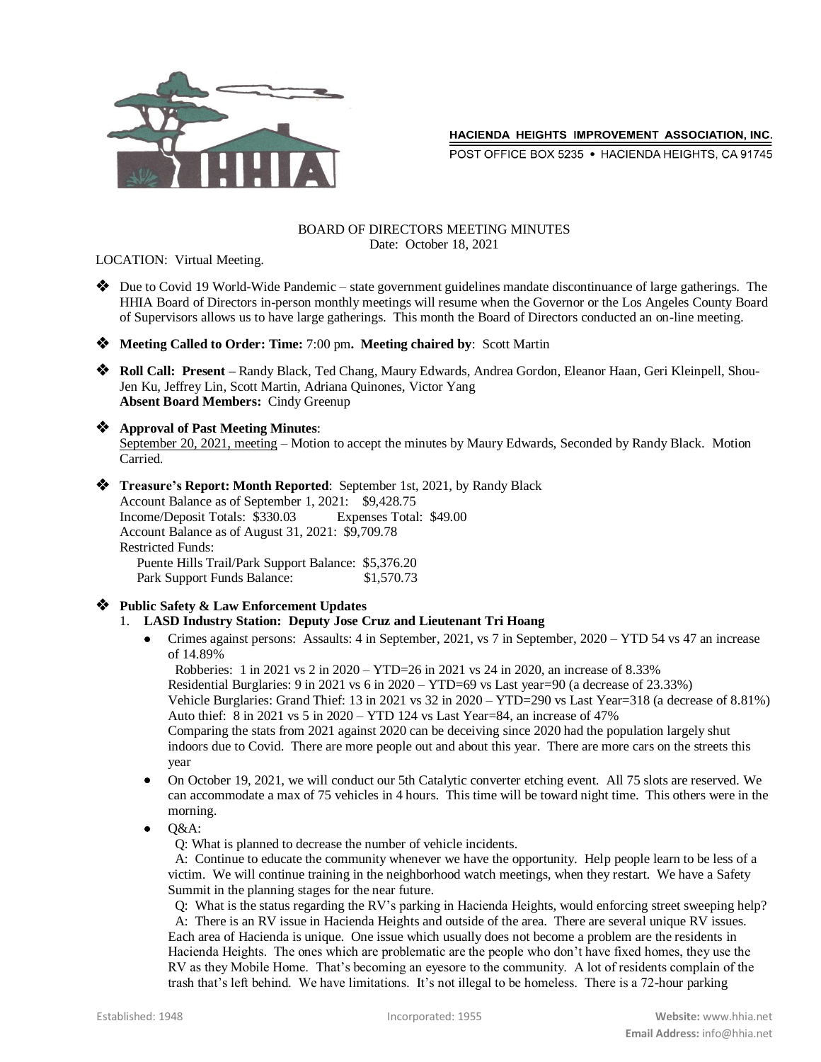HACIENDA HEIGHTS IMPROVEMENT ASSOCIATION, INC.
POST OFFICE BOX 5235 • HACIENDA HEIGHTS, CA 91745

BOARD OF DIRECTORS MEETING MINUTES
Date: October 18, 2021

LOCATION: Virtual Meeting.

- Due to Covid 19 World-Wide Pandemic – state government guidelines mandate discontinuance of large gatherings. The HHIA Board of Directors in-person monthly meetings will resume when the Governor or the Los Angeles County Board of Supervisors allows us to have large gatherings. This month the Board of Directors conducted an on-line meeting.

- **Meeting Called to Order: Time:** 7:00 pm**. Meeting chaired by**: Scott Martin

- **Roll Call: Present –** Randy Black, Ted Chang, Maury Edwards, Andrea Gordon, Eleanor Haan, Geri Kleinpell, Shou-Jen Ku, Jeffrey Lin, Scott Martin, Adriana Quinones, Victor Yang
  **Absent Board Members:** Cindy Greenup

- **Approval of Past Meeting Minutes**:
  September 20, 2021, meeting – Motion to accept the minutes by Maury Edwards, Seconded by Randy Black. Motion Carried.

- **Treasure's Report: Month Reported**: September 1st, 2021, by Randy Black
  Account Balance as of September 1, 2021: $9,428.75
  Income/Deposit Totals: $330.03 Expenses Total: $49.00
  Account Balance as of August 31, 2021: $9,709.78
  Restricted Funds:
  Puente Hills Trail/Park Support Balance: $5,376.20
  Park Support Funds Balance: $1,570.73

- **Public Safety & Law Enforcement Updates**
  1. **LASD Industry Station: Deputy Jose Cruz and Lieutenant Tri Hoang**
     - Crimes against persons: Assaults: 4 in September, 2021, vs 7 in September, 2020 – YTD 54 vs 47 an increase of 14.89%
       Robberies: 1 in 2021 vs 2 in 2020 – YTD=26 in 2021 vs 24 in 2020, an increase of 8.33%
       Residential Burglaries: 9 in 2021 vs 6 in 2020 – YTD=69 vs Last year=90 (a decrease of 23.33%)
       Vehicle Burglaries: Grand Thief: 13 in 2021 vs 32 in 2020 – YTD=290 vs Last Year=318 (a decrease of 8.81%)
       Auto thief: 8 in 2021 vs 5 in 2020 – YTD 124 vs Last Year=84, an increase of 47%
       Comparing the stats from 2021 against 2020 can be deceiving since 2020 had the population largely shut indoors due to Covid. There are more people out and about this year. There are more cars on the streets this year
     - On October 19, 2021, we will conduct our 5th Catalytic converter etching event. All 75 slots are reserved. We can accommodate a max of 75 vehicles in 4 hours. This time will be toward night time. This others were in the morning.
     - Q&A:
       Q: What is planned to decrease the number of vehicle incidents.
       A: Continue to educate the community whenever we have the opportunity. Help people learn to be less of a victim. We will continue training in the neighborhood watch meetings, when they restart. We have a Safety Summit in the planning stages for the near future.
       Q: What is the status regarding the RV's parking in Hacienda Heights, would enforcing street sweeping help?
       A: There is an RV issue in Hacienda Heights and outside of the area. There are several unique RV issues. Each area of Hacienda is unique. One issue which usually does not become a problem are the residents in Hacienda Heights. The ones which are problematic are the people who don't have fixed homes, they use the RV as they Mobile Home. That's becoming an eyesore to the community. A lot of residents complain of the trash that's left behind. We have limitations. It's not illegal to be homeless. There is a 72-hour parking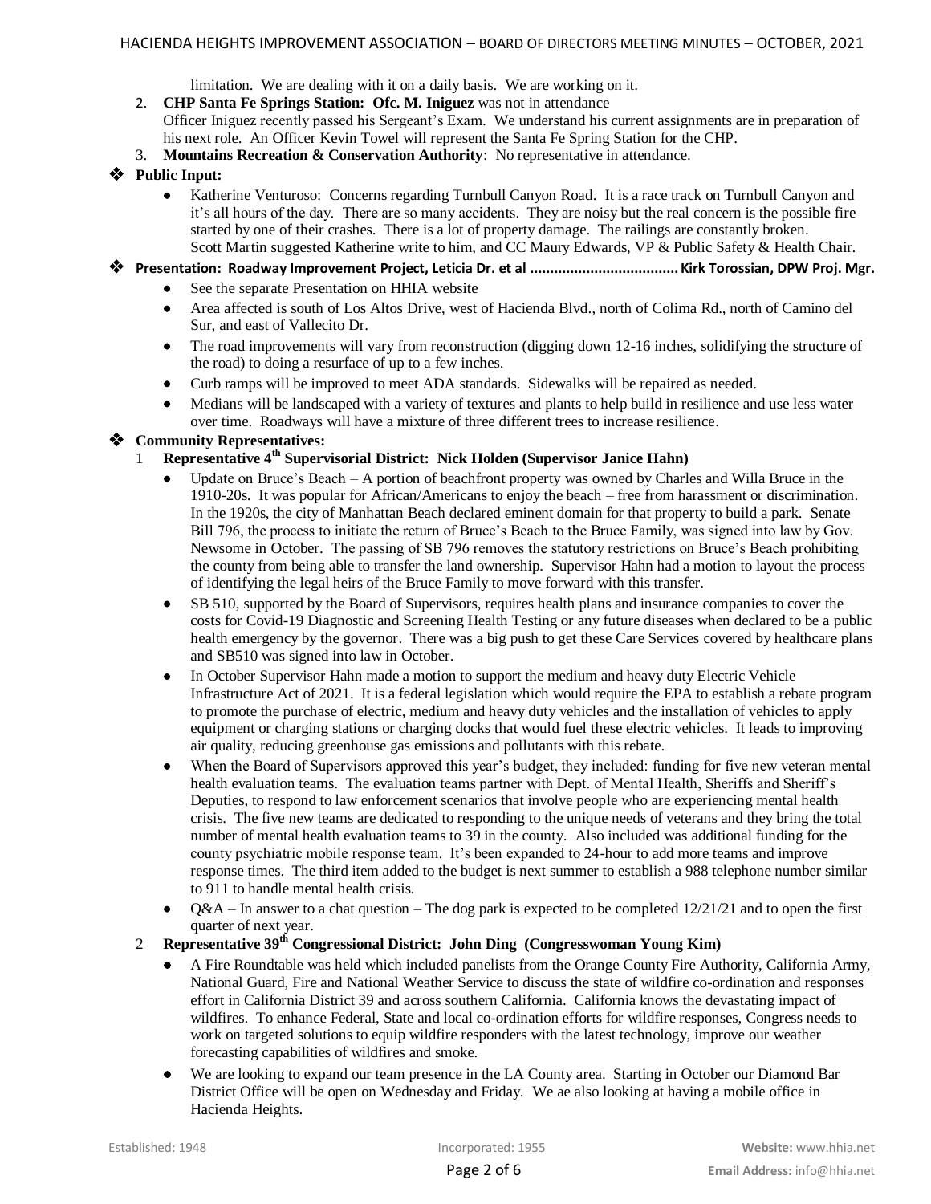limitation. We are dealing with it on a daily basis. We are working on it.

2. **CHP Santa Fe Springs Station: Ofc. M. Iniguez** was not in attendance
   Officer Iniguez recently passed his Sergeant's Exam. We understand his current assignments are in preparation of his next role. An Officer Kevin Towel will represent the Santa Fe Spring Station for the CHP.
3. **Mountains Recreation & Conservation Authority**: No representative in attendance.

❖ **Public Input:**

- Katherine Venturoso: Concerns regarding Turnbull Canyon Road. It is a race track on Turnbull Canyon and it's all hours of the day. There are so many accidents. They are noisy but the real concern is the possible fire started by one of their crashes. There is a lot of property damage. The railings are constantly broken.
  Scott Martin suggested Katherine write to him, and CC Maury Edwards, VP & Public Safety & Health Chair.

❖ **Presentation: Roadway Improvement Project, Leticia Dr. et al .................................... Kirk Torossian, DPW Proj. Mgr.**

- See the separate Presentation on HHIA website
- Area affected is south of Los Altos Drive, west of Hacienda Blvd., north of Colima Rd., north of Camino del Sur, and east of Vallecito Dr.
- The road improvements will vary from reconstruction (digging down 12-16 inches, solidifying the structure of the road) to doing a resurface of up to a few inches.
- Curb ramps will be improved to meet ADA standards. Sidewalks will be repaired as needed.
- Medians will be landscaped with a variety of textures and plants to help build in resilience and use less water over time. Roadways will have a mixture of three different trees to increase resilience.

❖ **Community Representatives:**

1 **Representative 4th Supervisorial District: Nick Holden (Supervisor Janice Hahn)**

- Update on Bruce's Beach – A portion of beachfront property was owned by Charles and Willa Bruce in the 1910-20s. It was popular for African/Americans to enjoy the beach – free from harassment or discrimination. In the 1920s, the city of Manhattan Beach declared eminent domain for that property to build a park. Senate Bill 796, the process to initiate the return of Bruce's Beach to the Bruce Family, was signed into law by Gov. Newsome in October. The passing of SB 796 removes the statutory restrictions on Bruce's Beach prohibiting the county from being able to transfer the land ownership. Supervisor Hahn had a motion to layout the process of identifying the legal heirs of the Bruce Family to move forward with this transfer.
- SB 510, supported by the Board of Supervisors, requires health plans and insurance companies to cover the costs for Covid-19 Diagnostic and Screening Health Testing or any future diseases when declared to be a public health emergency by the governor. There was a big push to get these Care Services covered by healthcare plans and SB510 was signed into law in October.
- In October Supervisor Hahn made a motion to support the medium and heavy duty Electric Vehicle Infrastructure Act of 2021. It is a federal legislation which would require the EPA to establish a rebate program to promote the purchase of electric, medium and heavy duty vehicles and the installation of vehicles to apply equipment or charging stations or charging docks that would fuel these electric vehicles. It leads to improving air quality, reducing greenhouse gas emissions and pollutants with this rebate.
- When the Board of Supervisors approved this year's budget, they included: funding for five new veteran mental health evaluation teams. The evaluation teams partner with Dept. of Mental Health, Sheriffs and Sheriff's Deputies, to respond to law enforcement scenarios that involve people who are experiencing mental health crisis. The five new teams are dedicated to responding to the unique needs of veterans and they bring the total number of mental health evaluation teams to 39 in the county. Also included was additional funding for the county psychiatric mobile response team. It's been expanded to 24-hour to add more teams and improve response times. The third item added to the budget is next summer to establish a 988 telephone number similar to 911 to handle mental health crisis.
- Q&A – In answer to a chat question – The dog park is expected to be completed 12/21/21 and to open the first quarter of next year.

2 **Representative 39th Congressional District: John Ding (Congresswoman Young Kim)**

- A Fire Roundtable was held which included panelists from the Orange County Fire Authority, California Army, National Guard, Fire and National Weather Service to discuss the state of wildfire co-ordination and responses effort in California District 39 and across southern California. California knows the devastating impact of wildfires. To enhance Federal, State and local co-ordination efforts for wildfire responses, Congress needs to work on targeted solutions to equip wildfire responders with the latest technology, improve our weather forecasting capabilities of wildfires and smoke.
- We are looking to expand our team presence in the LA County area. Starting in October our Diamond Bar District Office will be open on Wednesday and Friday. We ae also looking at having a mobile office in Hacienda Heights.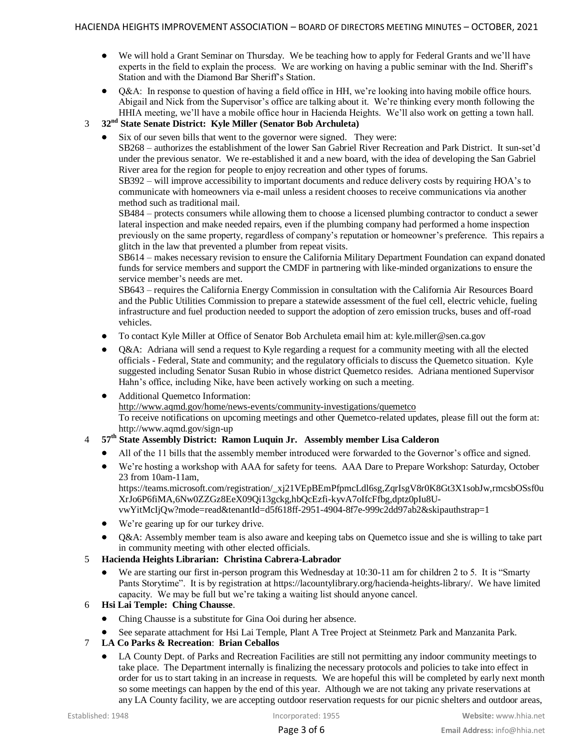- We will hold a Grant Seminar on Thursday. We be teaching how to apply for Federal Grants and we'll have experts in the field to explain the process. We are working on having a public seminar with the Ind. Sheriff's Station and with the Diamond Bar Sheriff's Station.
- Q&A: In response to question of having a field office in HH, we're looking into having mobile office hours. Abigail and Nick from the Supervisor's office are talking about it. We're thinking every month following the HHIA meeting, we'll have a mobile office hour in Hacienda Heights. We'll also work on getting a town hall.

3 **32nd State Senate District: Kyle Miller (Senator Bob Archuleta)**

- Six of our seven bills that went to the governor were signed. They were:
  SB268 – authorizes the establishment of the lower San Gabriel River Recreation and Park District. It sun-set'd under the previous senator. We re-established it and a new board, with the idea of developing the San Gabriel River area for the region for people to enjoy recreation and other types of forums.
  SB392 – will improve accessibility to important documents and reduce delivery costs by requiring HOA's to communicate with homeowners via e-mail unless a resident chooses to receive communications via another method such as traditional mail.
  SB484 – protects consumers while allowing them to choose a licensed plumbing contractor to conduct a sewer lateral inspection and make needed repairs, even if the plumbing company had performed a home inspection previously on the same property, regardless of company's reputation or homeowner's preference. This repairs a glitch in the law that prevented a plumber from repeat visits.
  SB614 – makes necessary revision to ensure the California Military Department Foundation can expand donated funds for service members and support the CMDF in partnering with like-minded organizations to ensure the service member's needs are met.
  SB643 – requires the California Energy Commission in consultation with the California Air Resources Board and the Public Utilities Commission to prepare a statewide assessment of the fuel cell, electric vehicle, fueling infrastructure and fuel production needed to support the adoption of zero emission trucks, buses and off-road vehicles.
- To contact Kyle Miller at Office of Senator Bob Archuleta email him at: kyle.miller@sen.ca.gov
- Q&A: Adriana will send a request to Kyle regarding a request for a community meeting with all the elected officials - Federal, State and community; and the regulatory officials to discuss the Quemetco situation. Kyle suggested including Senator Susan Rubio in whose district Quemetco resides. Adriana mentioned Supervisor Hahn's office, including Nike, have been actively working on such a meeting.
- Additional Quemetco Information:
  http://www.aqmd.gov/home/news-events/community-investigations/quemetco
  To receive notifications on upcoming meetings and other Quemetco-related updates, please fill out the form at: http://www.aqmd.gov/sign-up

4 **57th State Assembly District: Ramon Luquin Jr. Assembly member Lisa Calderon**

- All of the 11 bills that the assembly member introduced were forwarded to the Governor's office and signed.
- We're hosting a workshop with AAA for safety for teens. AAA Dare to Prepare Workshop: Saturday, October 23 from 10am-11am,
  https://teams.microsoft.com/registration/_xj21VEpBEmPfpmcLdl6sg,ZqrIsgV8r0K8Gt3X1sobJw,rmcsbOSsf0uXrJo6P6fiMA,6Nw0ZZGz8EeX09Qi13gckg,hbQcEzfi-kyvA7oIfcFfbg,dptz0pIu8U-vwYitMcIjQw?mode=read&tenantId=d5f618ff-2951-4904-8f7e-999c2dd97ab2&skipauthstrap=1
- We're gearing up for our turkey drive.
- Q&A: Assembly member team is also aware and keeping tabs on Quemetco issue and she is willing to take part in community meeting with other elected officials.

5 **Hacienda Heights Librarian: Christina Cabrera-Labrador**

- We are starting our first in-person program this Wednesday at 10:30-11 am for children 2 to 5. It is "Smarty Pants Storytime". It is by registration at https://lacountylibrary.org/hacienda-heights-library/. We have limited capacity. We may be full but we're taking a waiting list should anyone cancel.

6 **Hsi Lai Temple: Ching Chausse**.

- Ching Chausse is a substitute for Gina Ooi during her absence.
- See separate attachment for Hsi Lai Temple, Plant A Tree Project at Steinmetz Park and Manzanita Park.

7 **LA Co Parks & Recreation**: **Brian Ceballos**

- LA County Dept. of Parks and Recreation Facilities are still not permitting any indoor community meetings to take place. The Department internally is finalizing the necessary protocols and policies to take into effect in order for us to start taking in an increase in requests. We are hopeful this will be completed by early next month so some meetings can happen by the end of this year. Although we are not taking any private reservations at any LA County facility, we are accepting outdoor reservation requests for our picnic shelters and outdoor areas,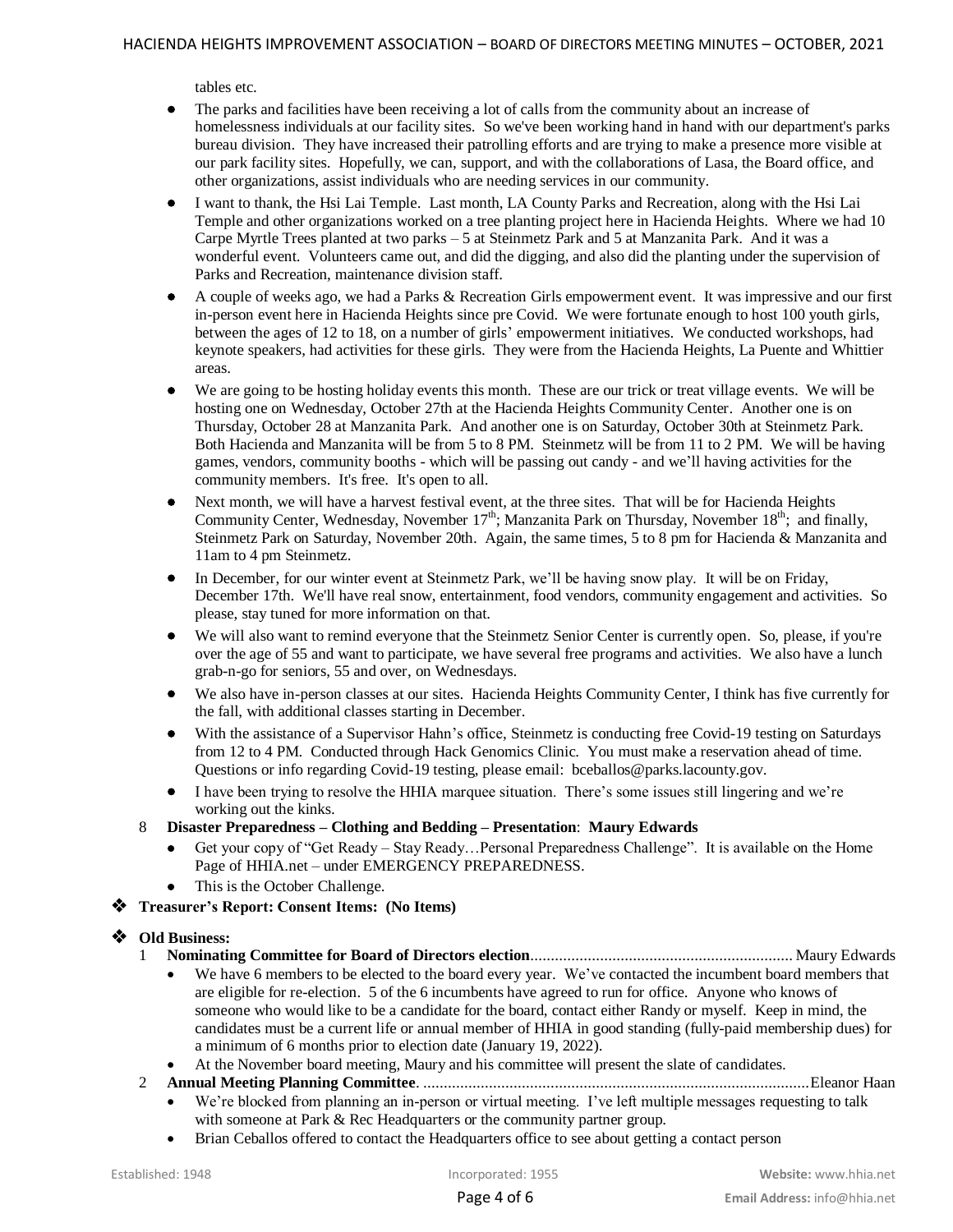tables etc.

- The parks and facilities have been receiving a lot of calls from the community about an increase of homelessness individuals at our facility sites. So we've been working hand in hand with our department's parks bureau division. They have increased their patrolling efforts and are trying to make a presence more visible at our park facility sites. Hopefully, we can, support, and with the collaborations of Lasa, the Board office, and other organizations, assist individuals who are needing services in our community.
- I want to thank, the Hsi Lai Temple. Last month, LA County Parks and Recreation, along with the Hsi Lai Temple and other organizations worked on a tree planting project here in Hacienda Heights. Where we had 10 Carpe Myrtle Trees planted at two parks – 5 at Steinmetz Park and 5 at Manzanita Park. And it was a wonderful event. Volunteers came out, and did the digging, and also did the planting under the supervision of Parks and Recreation, maintenance division staff.
- A couple of weeks ago, we had a Parks & Recreation Girls empowerment event. It was impressive and our first in-person event here in Hacienda Heights since pre Covid. We were fortunate enough to host 100 youth girls, between the ages of 12 to 18, on a number of girls' empowerment initiatives. We conducted workshops, had keynote speakers, had activities for these girls. They were from the Hacienda Heights, La Puente and Whittier areas.
- We are going to be hosting holiday events this month. These are our trick or treat village events. We will be hosting one on Wednesday, October 27th at the Hacienda Heights Community Center. Another one is on Thursday, October 28 at Manzanita Park. And another one is on Saturday, October 30th at Steinmetz Park. Both Hacienda and Manzanita will be from 5 to 8 PM. Steinmetz will be from 11 to 2 PM. We will be having games, vendors, community booths - which will be passing out candy - and we'll having activities for the community members. It's free. It's open to all.
- Next month, we will have a harvest festival event, at the three sites. That will be for Hacienda Heights Community Center, Wednesday, November 17th; Manzanita Park on Thursday, November 18th; and finally, Steinmetz Park on Saturday, November 20th. Again, the same times, 5 to 8 pm for Hacienda & Manzanita and 11am to 4 pm Steinmetz.
- In December, for our winter event at Steinmetz Park, we'll be having snow play. It will be on Friday, December 17th. We'll have real snow, entertainment, food vendors, community engagement and activities. So please, stay tuned for more information on that.
- We will also want to remind everyone that the Steinmetz Senior Center is currently open. So, please, if you're over the age of 55 and want to participate, we have several free programs and activities. We also have a lunch grab-n-go for seniors, 55 and over, on Wednesdays.
- We also have in-person classes at our sites. Hacienda Heights Community Center, I think has five currently for the fall, with additional classes starting in December.
- With the assistance of a Supervisor Hahn's office, Steinmetz is conducting free Covid-19 testing on Saturdays from 12 to 4 PM. Conducted through Hack Genomics Clinic. You must make a reservation ahead of time. Questions or info regarding Covid-19 testing, please email: bceballos@parks.lacounty.gov.
- I have been trying to resolve the HHIA marquee situation. There's some issues still lingering and we're working out the kinks.

8. **Disaster Preparedness – Clothing and Bedding – Presentation**: **Maury Edwards**
   - Get your copy of "Get Ready – Stay Ready…Personal Preparedness Challenge". It is available on the Home Page of HHIA.net – under EMERGENCY PREPAREDNESS.
   - This is the October Challenge.

❖ **Treasurer's Report: Consent Items: (No Items)**

❖ **Old Business:**

1. **Nominating Committee for Board of Directors election**............................................................... Maury Edwards
   - We have 6 members to be elected to the board every year. We've contacted the incumbent board members that are eligible for re-election. 5 of the 6 incumbents have agreed to run for office. Anyone who knows of someone who would like to be a candidate for the board, contact either Randy or myself. Keep in mind, the candidates must be a current life or annual member of HHIA in good standing (fully-paid membership dues) for a minimum of 6 months prior to election date (January 19, 2022).
   - At the November board meeting, Maury and his committee will present the slate of candidates.
2. **Annual Meeting Planning Committee**. ............................................................................................Eleanor Haan
   - We're blocked from planning an in-person or virtual meeting. I've left multiple messages requesting to talk with someone at Park & Rec Headquarters or the community partner group.
   - Brian Ceballos offered to contact the Headquarters office to see about getting a contact person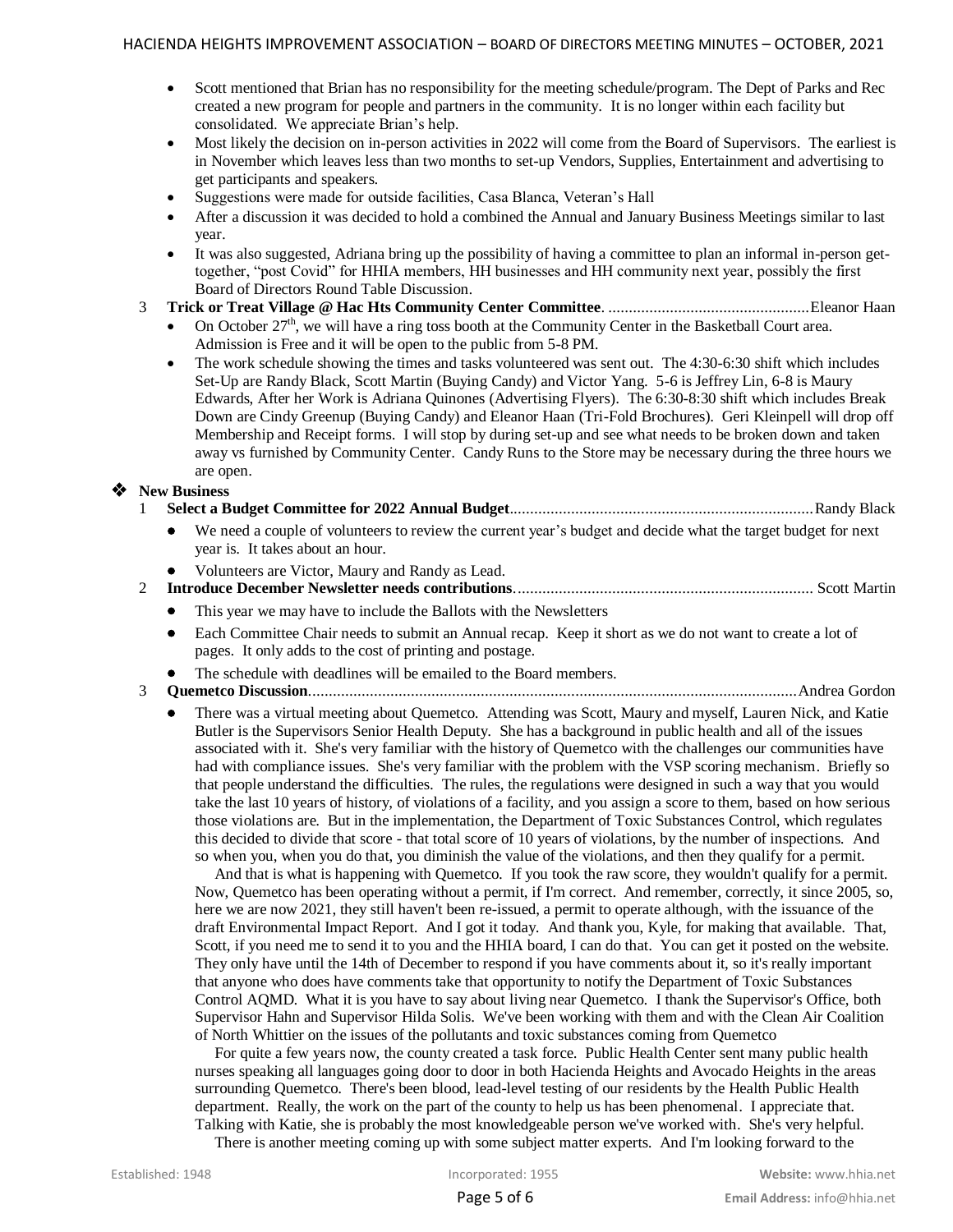- Scott mentioned that Brian has no responsibility for the meeting schedule/program. The Dept of Parks and Rec created a new program for people and partners in the community. It is no longer within each facility but consolidated. We appreciate Brian's help.
- Most likely the decision on in-person activities in 2022 will come from the Board of Supervisors. The earliest is in November which leaves less than two months to set-up Vendors, Supplies, Entertainment and advertising to get participants and speakers.
- Suggestions were made for outside facilities, Casa Blanca, Veteran's Hall
- After a discussion it was decided to hold a combined the Annual and January Business Meetings similar to last year.
- It was also suggested, Adriana bring up the possibility of having a committee to plan an informal in-person get-together, "post Covid" for HHIA members, HH businesses and HH community next year, possibly the first Board of Directors Round Table Discussion.

3 **Trick or Treat Village @ Hac Hts Community Center Committee**. ................................................ Eleanor Haan

- On October 27th, we will have a ring toss booth at the Community Center in the Basketball Court area. Admission is Free and it will be open to the public from 5-8 PM.
- The work schedule showing the times and tasks volunteered was sent out. The 4:30-6:30 shift which includes Set-Up are Randy Black, Scott Martin (Buying Candy) and Victor Yang. 5-6 is Jeffrey Lin, 6-8 is Maury Edwards, After her Work is Adriana Quinones (Advertising Flyers). The 6:30-8:30 shift which includes Break Down are Cindy Greenup (Buying Candy) and Eleanor Haan (Tri-Fold Brochures). Geri Kleinpell will drop off Membership and Receipt forms. I will stop by during set-up and see what needs to be broken down and taken away vs furnished by Community Center. Candy Runs to the Store may be necessary during the three hours we are open.

## New Business

1 **Select a Budget Committee for 2022 Annual Budget**......................................................................... Randy Black

- We need a couple of volunteers to review the current year's budget and decide what the target budget for next year is. It takes about an hour.
- Volunteers are Victor, Maury and Randy as Lead.

2 **Introduce December Newsletter needs contributions**........................................................................ Scott Martin

- This year we may have to include the Ballots with the Newsletters
- Each Committee Chair needs to submit an Annual recap. Keep it short as we do not want to create a lot of pages. It only adds to the cost of printing and postage.
- The schedule with deadlines will be emailed to the Board members.

3 **Quemetco Discussion**...................................................................................................................... Andrea Gordon

- There was a virtual meeting about Quemetco. Attending was Scott, Maury and myself, Lauren Nick, and Katie Butler is the Supervisors Senior Health Deputy. She has a background in public health and all of the issues associated with it. She's very familiar with the history of Quemetco with the challenges our communities have had with compliance issues. She's very familiar with the problem with the VSP scoring mechanism. Briefly so that people understand the difficulties. The rules, the regulations were designed in such a way that you would take the last 10 years of history, of violations of a facility, and you assign a score to them, based on how serious those violations are. But in the implementation, the Department of Toxic Substances Control, which regulates this decided to divide that score - that total score of 10 years of violations, by the number of inspections. And so when you, when you do that, you diminish the value of the violations, and then they qualify for a permit.

  And that is what is happening with Quemetco. If you took the raw score, they wouldn't qualify for a permit. Now, Quemetco has been operating without a permit, if I'm correct. And remember, correctly, it since 2005, so, here we are now 2021, they still haven't been re-issued, a permit to operate although, with the issuance of the draft Environmental Impact Report. And I got it today. And thank you, Kyle, for making that available. That, Scott, if you need me to send it to you and the HHIA board, I can do that. You can get it posted on the website. They only have until the 14th of December to respond if you have comments about it, so it's really important that anyone who does have comments take that opportunity to notify the Department of Toxic Substances Control AQMD. What it is you have to say about living near Quemetco. I thank the Supervisor's Office, both Supervisor Hahn and Supervisor Hilda Solis. We've been working with them and with the Clean Air Coalition of North Whittier on the issues of the pollutants and toxic substances coming from Quemetco

  For quite a few years now, the county created a task force. Public Health Center sent many public health nurses speaking all languages going door to door in both Hacienda Heights and Avocado Heights in the areas surrounding Quemetco. There's been blood, lead-level testing of our residents by the Health Public Health department. Really, the work on the part of the county to help us has been phenomenal. I appreciate that. Talking with Katie, she is probably the most knowledgeable person we've worked with. She's very helpful.

  There is another meeting coming up with some subject matter experts. And I'm looking forward to the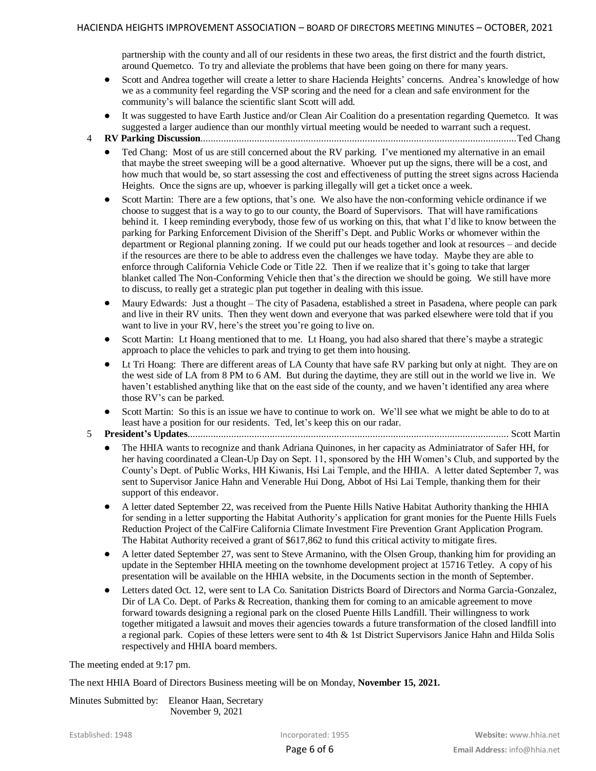partnership with the county and all of our residents in these two areas, the first district and the fourth district, around Quemetco. To try and alleviate the problems that have been going on there for many years.

- Scott and Andrea together will create a letter to share Hacienda Heights' concerns. Andrea's knowledge of how we as a community feel regarding the VSP scoring and the need for a clean and safe environment for the community's will balance the scientific slant Scott will add.
- It was suggested to have Earth Justice and/or Clean Air Coalition do a presentation regarding Quemetco. It was suggested a larger audience than our monthly virtual meeting would be needed to warrant such a request.

4 **RV Parking Discussion**............................................................................................................................Ted Chang

- Ted Chang: Most of us are still concerned about the RV parking. I've mentioned my alternative in an email that maybe the street sweeping will be a good alternative. Whoever put up the signs, there will be a cost, and how much that would be, so start assessing the cost and effectiveness of putting the street signs across Hacienda Heights. Once the signs are up, whoever is parking illegally will get a ticket once a week.
- Scott Martin: There are a few options, that's one. We also have the non-conforming vehicle ordinance if we choose to suggest that is a way to go to our county, the Board of Supervisors. That will have ramifications behind it. I keep reminding everybody, those few of us working on this, that what I'd like to know between the parking for Parking Enforcement Division of the Sheriff's Dept. and Public Works or whomever within the department or Regional planning zoning. If we could put our heads together and look at resources – and decide if the resources are there to be able to address even the challenges we have today. Maybe they are able to enforce through California Vehicle Code or Title 22. Then if we realize that it's going to take that larger blanket called The Non-Conforming Vehicle then that's the direction we should be going. We still have more to discuss, to really get a strategic plan put together in dealing with this issue.
- Maury Edwards: Just a thought – The city of Pasadena, established a street in Pasadena, where people can park and live in their RV units. Then they went down and everyone that was parked elsewhere were told that if you want to live in your RV, here's the street you're going to live on.
- Scott Martin: Lt Hoang mentioned that to me. Lt Hoang, you had also shared that there's maybe a strategic approach to place the vehicles to park and trying to get them into housing.
- Lt Tri Hoang: There are different areas of LA County that have safe RV parking but only at night. They are on the west side of LA from 8 PM to 6 AM. But during the daytime, they are still out in the world we live in. We haven't established anything like that on the east side of the county, and we haven't identified any area where those RV's can be parked.
- Scott Martin: So this is an issue we have to continue to work on. We'll see what we might be able to do to at least have a position for our residents. Ted, let's keep this on our radar.

5 **President's Updates**............................................................................................................................ Scott Martin

- The HHIA wants to recognize and thank Adriana Quinones, in her capacity as Adminiatrator of Safer HH, for her having coordinated a Clean-Up Day on Sept. 11, sponsored by the HH Women's Club, and supported by the County's Dept. of Public Works, HH Kiwanis, Hsi Lai Temple, and the HHIA. A letter dated September 7, was sent to Supervisor Janice Hahn and Venerable Hui Dong, Abbot of Hsi Lai Temple, thanking them for their support of this endeavor.
- A letter dated September 22, was received from the Puente Hills Native Habitat Authority thanking the HHIA for sending in a letter supporting the Habitat Authority's application for grant monies for the Puente Hills Fuels Reduction Project of the CalFire California Climate Investment Fire Prevention Grant Application Program. The Habitat Authority received a grant of $617,862 to fund this critical activity to mitigate fires.
- A letter dated September 27, was sent to Steve Armanino, with the Olsen Group, thanking him for providing an update in the September HHIA meeting on the townhome development project at 15716 Tetley. A copy of his presentation will be available on the HHIA website, in the Documents section in the month of September.
- Letters dated Oct. 12, were sent to LA Co. Sanitation Districts Board of Directors and Norma Garcia-Gonzalez, Dir of LA Co. Dept. of Parks & Recreation, thanking them for coming to an amicable agreement to move forward towards designing a regional park on the closed Puente Hills Landfill. Their willingness to work together mitigated a lawsuit and moves their agencies towards a future transformation of the closed landfill into a regional park. Copies of these letters were sent to 4th & 1st District Supervisors Janice Hahn and Hilda Solis respectively and HHIA board members.

The meeting ended at 9:17 pm.

The next HHIA Board of Directors Business meeting will be on Monday, **November 15, 2021.**

Minutes Submitted by: Eleanor Haan, Secretary
November 9, 2021